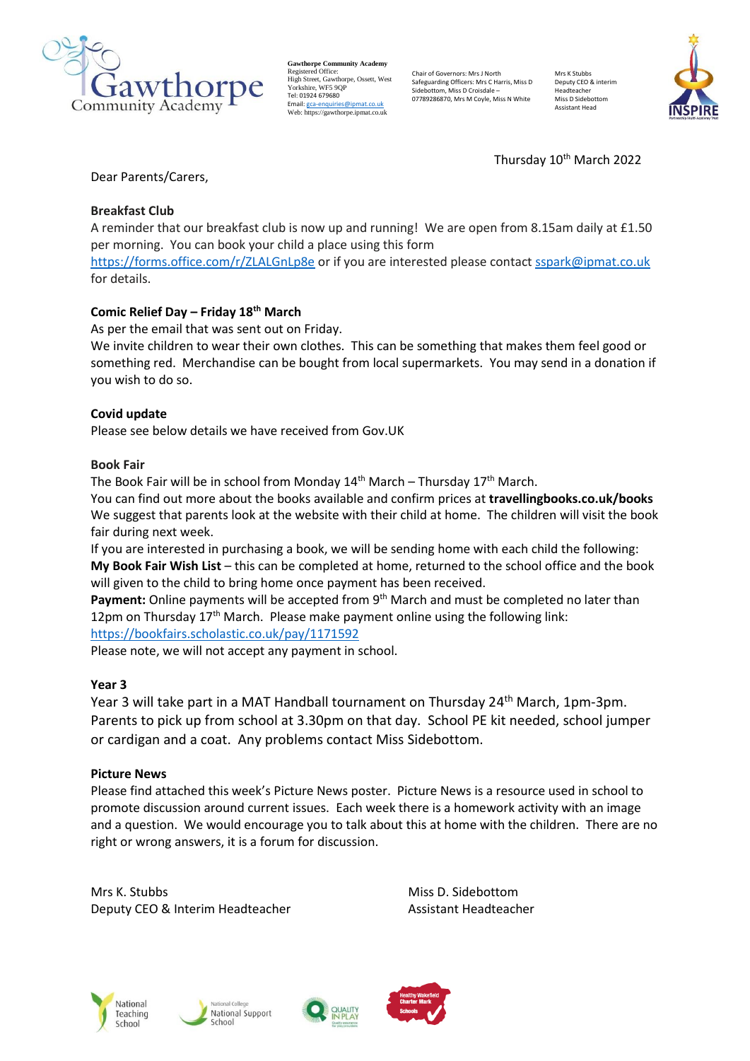Gawthorpe Community Academy

**Gawthorpe Community Academy**
Registered Office:
High Street, Gawthorpe, Ossett, West Yorkshire, WF5 9QP
Tel: 01924 679680
Email: gca-enquiries@ipmat.co.uk
Web: https://gawthorpe.ipmat.co.uk

Chair of Governors: Mrs J North
Safeguarding Officers: Mrs C Harris, Miss D Sidebottom, Miss D Croisdale – 07789286870, Mrs M Coyle, Miss N White

Mrs K Stubbs
Deputy CEO & interim Headteacher
Miss D Sidebottom
Assistant Head

INSPIRE

Thursday 10th March 2022

Dear Parents/Carers,

**Breakfast Club**

A reminder that our breakfast club is now up and running! We are open from 8.15am daily at £1.50 per morning. You can book your child a place using this form https://forms.office.com/r/ZLALGnLp8e or if you are interested please contact sspark@ipmat.co.uk for details.

**Comic Relief Day – Friday 18th March**

As per the email that was sent out on Friday.
We invite children to wear their own clothes. This can be something that makes them feel good or something red. Merchandise can be bought from local supermarkets. You may send in a donation if you wish to do so.

**Covid update**

Please see below details we have received from Gov.UK

**Book Fair**

The Book Fair will be in school from Monday 14th March – Thursday 17th March.
You can find out more about the books available and confirm prices at **travellingbooks.co.uk/books**
We suggest that parents look at the website with their child at home. The children will visit the book fair during next week.
If you are interested in purchasing a book, we will be sending home with each child the following:
**My Book Fair Wish List** – this can be completed at home, returned to the school office and the book will given to the child to bring home once payment has been received.
**Payment:** Online payments will be accepted from 9th March and must be completed no later than 12pm on Thursday 17th March. Please make payment online using the following link:
https://bookfairs.scholastic.co.uk/pay/1171592
Please note, we will not accept any payment in school.

**Year 3**

Year 3 will take part in a MAT Handball tournament on Thursday 24th March, 1pm-3pm. Parents to pick up from school at 3.30pm on that day. School PE kit needed, school jumper or cardigan and a coat. Any problems contact Miss Sidebottom.

**Picture News**

Please find attached this week's Picture News poster. Picture News is a resource used in school to promote discussion around current issues. Each week there is a homework activity with an image and a question. We would encourage you to talk about this at home with the children. There are no right or wrong answers, it is a forum for discussion.

Mrs K. Stubbs
Deputy CEO & Interim Headteacher

Miss D. Sidebottom
Assistant Headteacher

National Teaching School | National College National Support School | Quality in Play | Healthy Wakefield Charter Mark Schools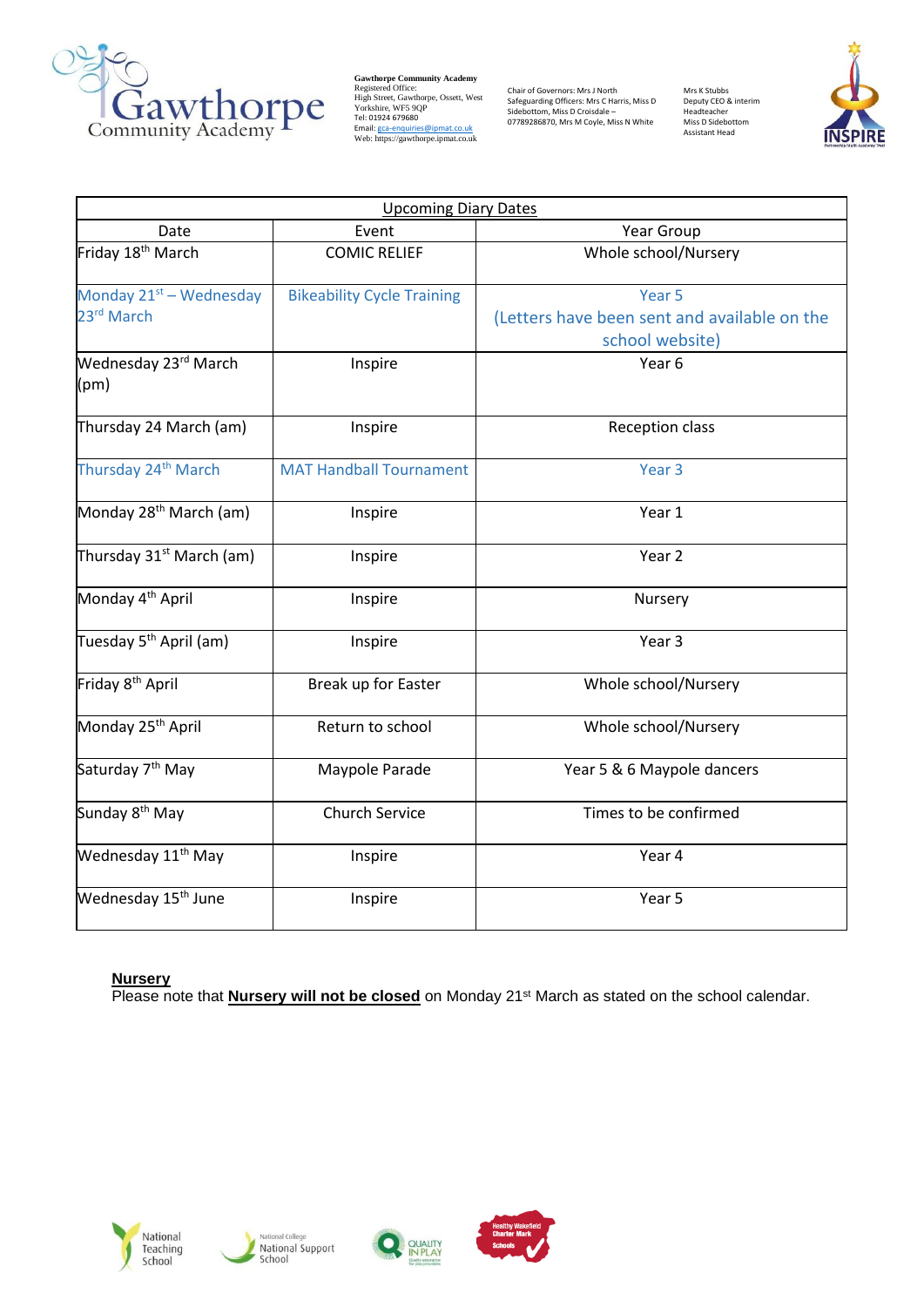Gawthorpe Community Academy
Registered Office:
High Street, Gawthorpe, Ossett, West Yorkshire, WF5 9QP
Tel: 01924 679680
Email: gca-enquiries@ipmat.co.uk
Web: https://gawthorpe.ipmat.co.uk

Chair of Governors: Mrs J North
Safeguarding Officers: Mrs C Harris, Miss D Sidebottom, Miss D Croisdale – 07789286870, Mrs M Coyle, Miss N White

Mrs K Stubbs
Deputy CEO & interim Headteacher
Miss D Sidebottom
Assistant Head

| Upcoming Diary Dates | | |
|---|---|---|
| Date | Event | Year Group |
| Friday 18th March | COMIC RELIEF | Whole school/Nursery |
| Monday 21st – Wednesday 23rd March | Bikeability Cycle Training | Year 5 (Letters have been sent and available on the school website) |
| Wednesday 23rd March (pm) | Inspire | Year 6 |
| Thursday 24 March (am) | Inspire | Reception class |
| Thursday 24th March | MAT Handball Tournament | Year 3 |
| Monday 28th March (am) | Inspire | Year 1 |
| Thursday 31st March (am) | Inspire | Year 2 |
| Monday 4th April | Inspire | Nursery |
| Tuesday 5th April (am) | Inspire | Year 3 |
| Friday 8th April | Break up for Easter | Whole school/Nursery |
| Monday 25th April | Return to school | Whole school/Nursery |
| Saturday 7th May | Maypole Parade | Year 5 & 6 Maypole dancers |
| Sunday 8th May | Church Service | Times to be confirmed |
| Wednesday 11th May | Inspire | Year 4 |
| Wednesday 15th June | Inspire | Year 5 |

**Nursery**
Please note that **Nursery will not be closed** on Monday 21st March as stated on the school calendar.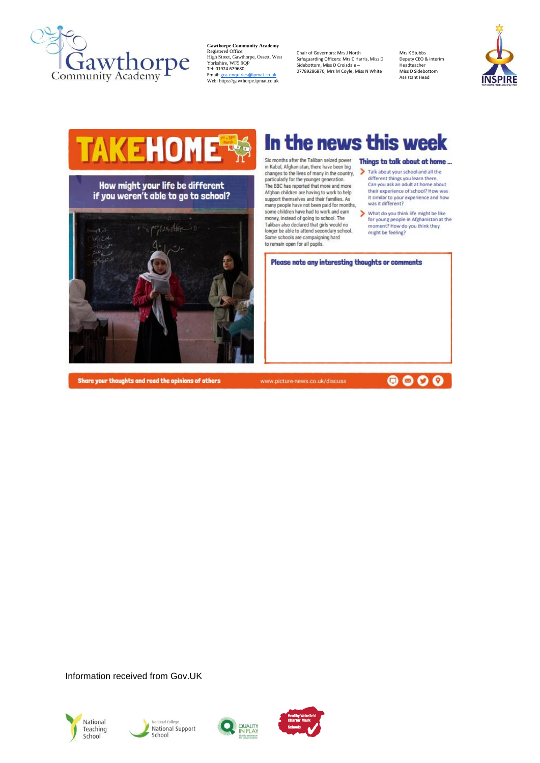**Gawthorpe Community Academy**
Registered Office:
High Street, Gawthorpe, Ossett, West Yorkshire, WF5 9QP
Tel: 01924 679680
Email: gca-enquiries@ipmat.co.uk
Web: https://gawthorpe.ipmat.co.uk

Chair of Governors: Mrs J North
Safeguarding Officers: Mrs C Harris, Miss D Sidebottom, Miss D Croisdale – 07789286870, Mrs M Coyle, Miss N White

Mrs K Stubbs
Deputy CEO & interim Headteacher
Miss D Sidebottom
Assistant Head

# TAKEHOME

7th - 13th March

## How might your life be different if you weren't able to go to school?

# In the news this week

Six months after the Taliban seized power in Kabul, Afghanistan, there have been big changes to the lives of many in the country, particularly for the younger generation. The BBC has reported that more and more Afghan children are having to work to help support themselves and their families. As many people have not been paid for months, some children have had to work and earn money, instead of going to school. The Taliban also declared that girls would no longer be able to attend secondary school. Some schools are campaigning hard to remain open for all pupils.

### Things to talk about at home ...

- Talk about your school and all the different things you learn there. Can you ask an adult at home about their experience of school? How was it similar to your experience and how was it different?
- What do you think life might be like for young people in Afghanistan at the moment? How do you think they might be feeling?

**Please note any interesting thoughts or comments**

**Share your thoughts and read the opinions of others** www.picture-news.co.uk/discuss

Information received from Gov.UK

National Teaching School | National College National Support School | Quality in Play | Healthy Wakefield Charter Mark Schools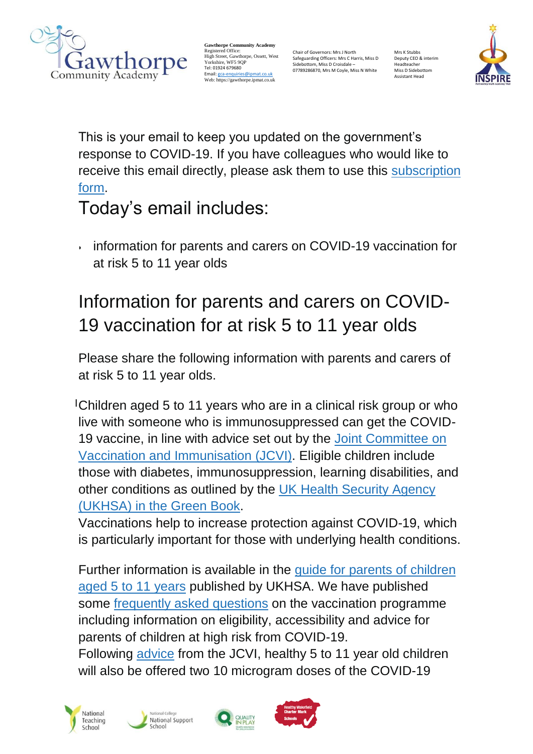This is your email to keep you updated on the government's response to COVID-19. If you have colleagues who would like to receive this email directly, please ask them to use this subscription form.

## Today's email includes:

- information for parents and carers on COVID-19 vaccination for at risk 5 to 11 year olds

## Information for parents and carers on COVID-19 vaccination for at risk 5 to 11 year olds

Please share the following information with parents and carers of at risk 5 to 11 year olds.

Children aged 5 to 11 years who are in a clinical risk group or who live with someone who is immunosuppressed can get the COVID-19 vaccine, in line with advice set out by the Joint Committee on Vaccination and Immunisation (JCVI). Eligible children include those with diabetes, immunosuppression, learning disabilities, and other conditions as outlined by the UK Health Security Agency (UKHSA) in the Green Book.
Vaccinations help to increase protection against COVID-19, which is particularly important for those with underlying health conditions.

Further information is available in the guide for parents of children aged 5 to 11 years published by UKHSA. We have published some frequently asked questions on the vaccination programme including information on eligibility, accessibility and advice for parents of children at high risk from COVID-19.
Following advice from the JCVI, healthy 5 to 11 year old children will also be offered two 10 microgram doses of the COVID-19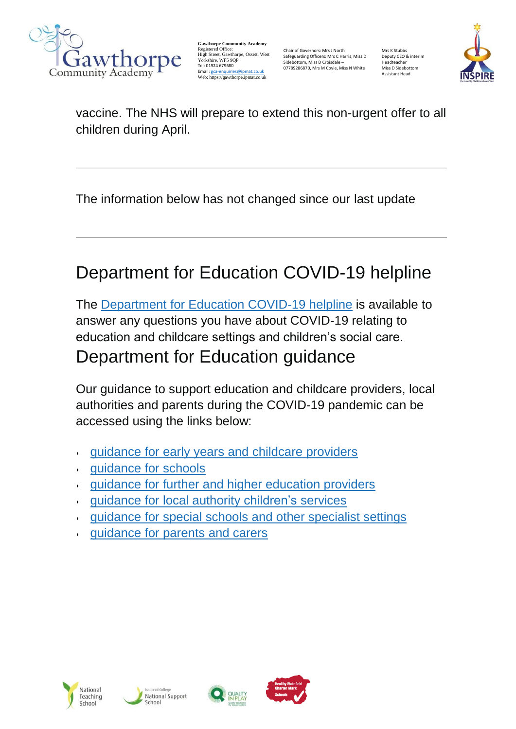vaccine. The NHS will prepare to extend this non-urgent offer to all children during April.

---

The information below has not changed since our last update

---

## Department for Education COVID-19 helpline

The Department for Education COVID-19 helpline is available to answer any questions you have about COVID-19 relating to education and childcare settings and children's social care.

## Department for Education guidance

Our guidance to support education and childcare providers, local authorities and parents during the COVID-19 pandemic can be accessed using the links below:

- guidance for early years and childcare providers
- guidance for schools
- guidance for further and higher education providers
- guidance for local authority children's services
- guidance for special schools and other specialist settings
- guidance for parents and carers